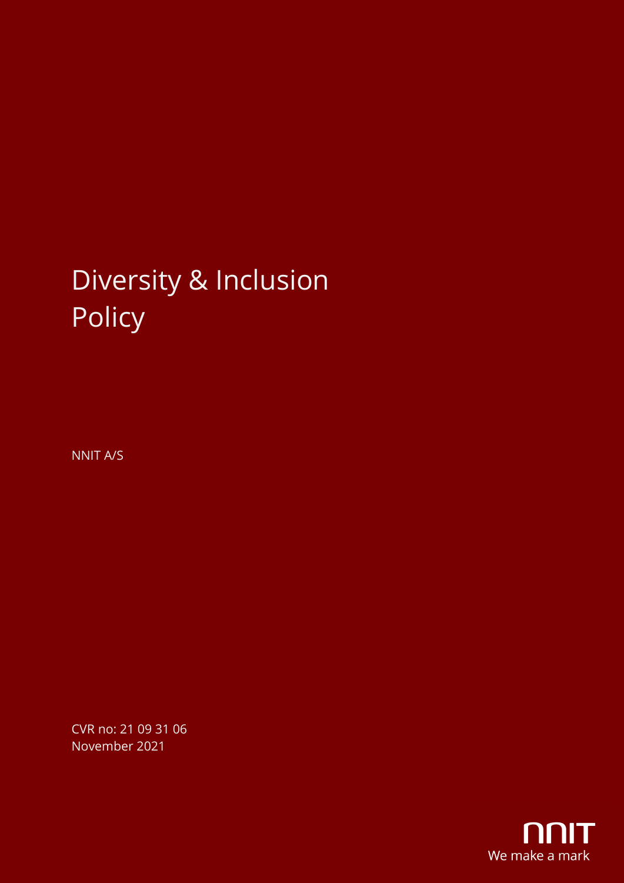# Diversity & Inclusion Policy

NNIT A/S

CVR no: 21 09 31 06
November 2021

NNIT
We make a mark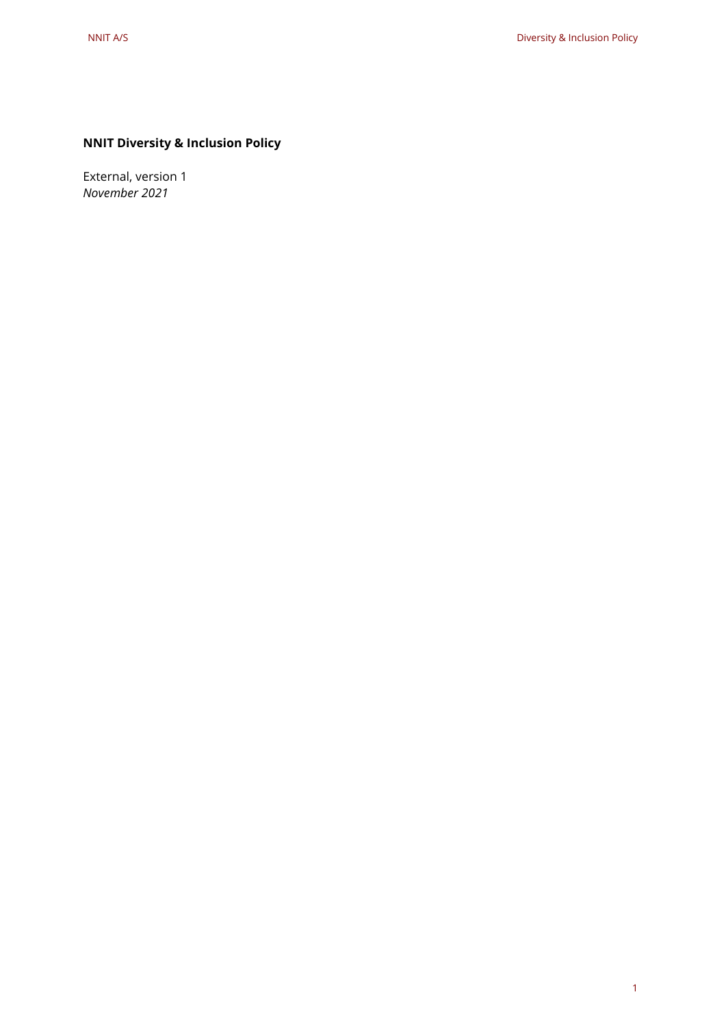**NNIT Diversity & Inclusion Policy**

External, version 1
*November 2021*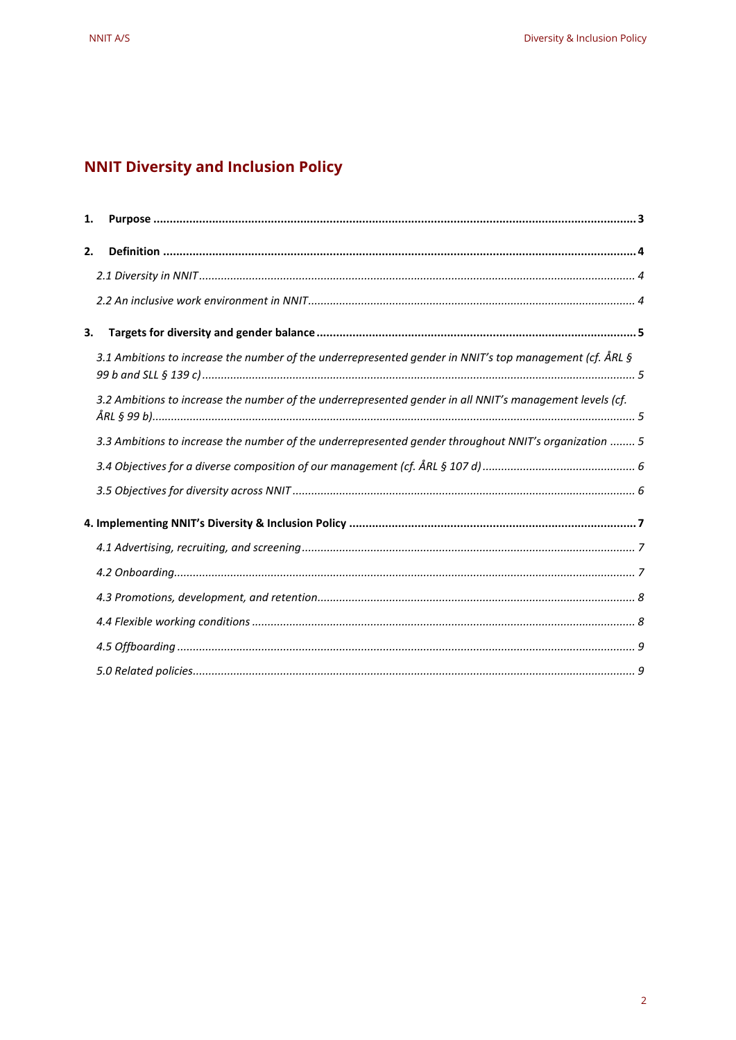# NNIT Diversity and Inclusion Policy

**1. Purpose** ........................................................................ **3**

**2. Definition** ........................................................................ **4**

*2.1 Diversity in NNIT* ........................................................................ *4*

*2.2 An inclusive work environment in NNIT* ........................................................................ *4*

**3. Targets for diversity and gender balance** ........................................................................ **5**

*3.1 Ambitions to increase the number of the underrepresented gender in NNIT's top management (cf. ÅRL § 99 b and SLL § 139 c)* ........................................................................ *5*

*3.2 Ambitions to increase the number of the underrepresented gender in all NNIT's management levels (cf. ÅRL § 99 b)* ........................................................................ *5*

*3.3 Ambitions to increase the number of the underrepresented gender throughout NNIT's organization* ........ *5*

*3.4 Objectives for a diverse composition of our management (cf. ÅRL § 107 d)* ........................................................................ *6*

*3.5 Objectives for diversity across NNIT* ........................................................................ *6*

**4. Implementing NNIT's Diversity & Inclusion Policy** ........................................................................ **7**

*4.1 Advertising, recruiting, and screening* ........................................................................ *7*

*4.2 Onboarding* ........................................................................ *7*

*4.3 Promotions, development, and retention* ........................................................................ *8*

*4.4 Flexible working conditions* ........................................................................ *8*

*4.5 Offboarding* ........................................................................ *9*

*5.0 Related policies* ........................................................................ *9*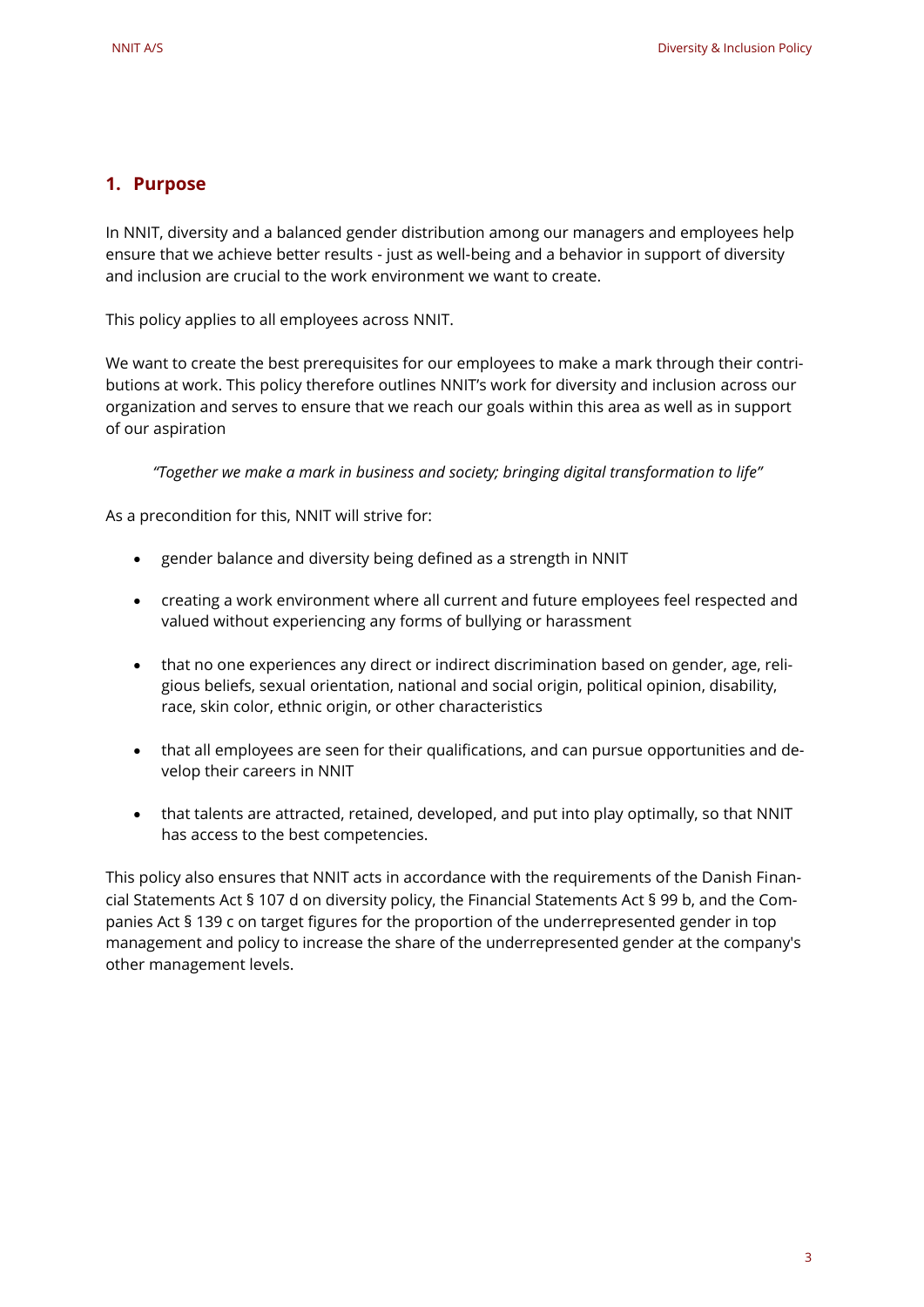## 1. Purpose

In NNIT, diversity and a balanced gender distribution among our managers and employees help ensure that we achieve better results - just as well-being and a behavior in support of diversity and inclusion are crucial to the work environment we want to create.

This policy applies to all employees across NNIT.

We want to create the best prerequisites for our employees to make a mark through their contributions at work. This policy therefore outlines NNIT's work for diversity and inclusion across our organization and serves to ensure that we reach our goals within this area as well as in support of our aspiration

> *"Together we make a mark in business and society; bringing digital transformation to life"*

As a precondition for this, NNIT will strive for:

- gender balance and diversity being defined as a strength in NNIT
- creating a work environment where all current and future employees feel respected and valued without experiencing any forms of bullying or harassment
- that no one experiences any direct or indirect discrimination based on gender, age, religious beliefs, sexual orientation, national and social origin, political opinion, disability, race, skin color, ethnic origin, or other characteristics
- that all employees are seen for their qualifications, and can pursue opportunities and develop their careers in NNIT
- that talents are attracted, retained, developed, and put into play optimally, so that NNIT has access to the best competencies.

This policy also ensures that NNIT acts in accordance with the requirements of the Danish Financial Statements Act § 107 d on diversity policy, the Financial Statements Act § 99 b, and the Companies Act § 139 c on target figures for the proportion of the underrepresented gender in top management and policy to increase the share of the underrepresented gender at the company's other management levels.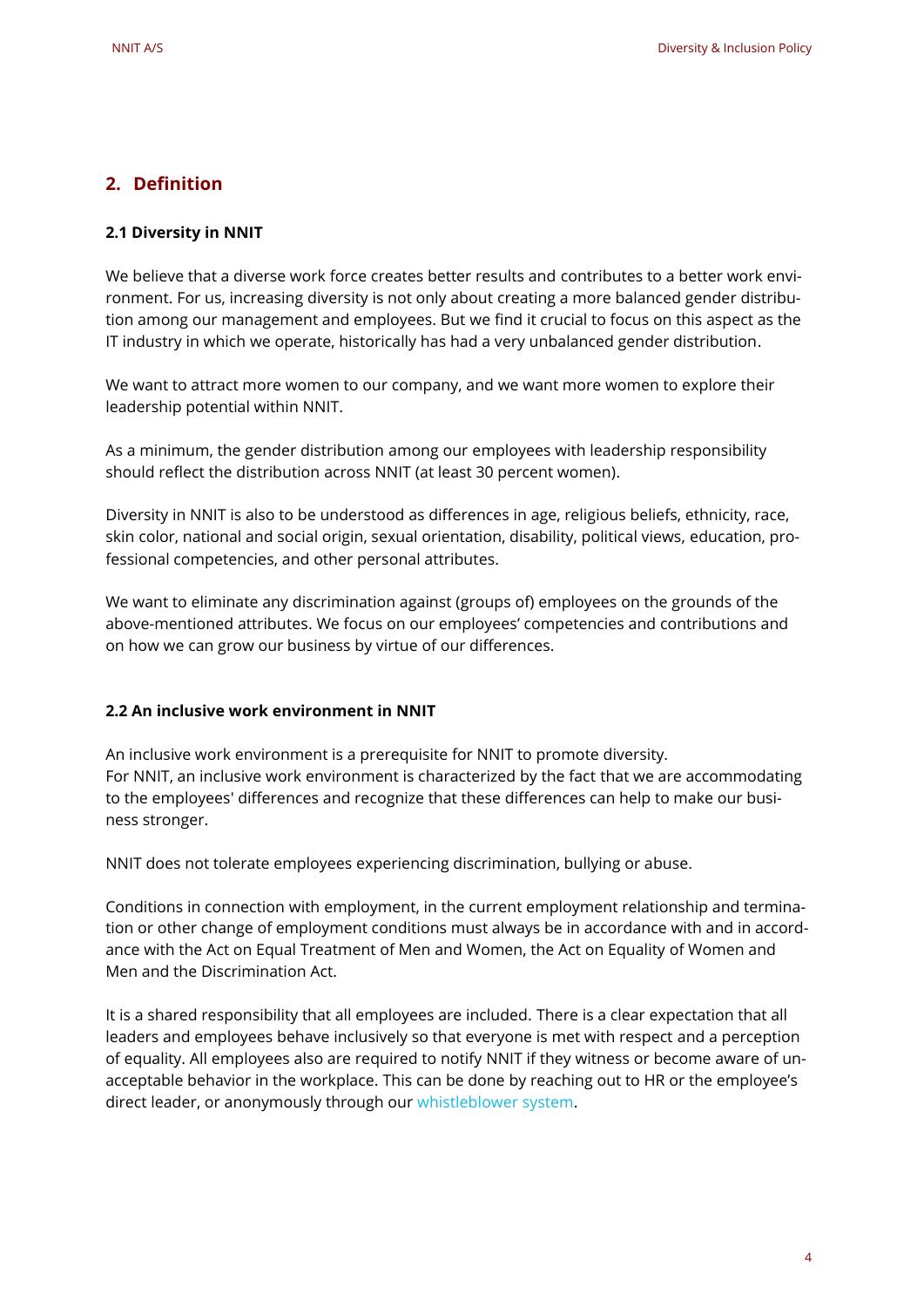## 2. Definition

### 2.1 Diversity in NNIT

We believe that a diverse work force creates better results and contributes to a better work environment. For us, increasing diversity is not only about creating a more balanced gender distribution among our management and employees. But we find it crucial to focus on this aspect as the IT industry in which we operate, historically has had a very unbalanced gender distribution.

We want to attract more women to our company, and we want more women to explore their leadership potential within NNIT.

As a minimum, the gender distribution among our employees with leadership responsibility should reflect the distribution across NNIT (at least 30 percent women).

Diversity in NNIT is also to be understood as differences in age, religious beliefs, ethnicity, race, skin color, national and social origin, sexual orientation, disability, political views, education, professional competencies, and other personal attributes.

We want to eliminate any discrimination against (groups of) employees on the grounds of the above-mentioned attributes. We focus on our employees' competencies and contributions and on how we can grow our business by virtue of our differences.

### 2.2 An inclusive work environment in NNIT

An inclusive work environment is a prerequisite for NNIT to promote diversity.
For NNIT, an inclusive work environment is characterized by the fact that we are accommodating to the employees' differences and recognize that these differences can help to make our business stronger.

NNIT does not tolerate employees experiencing discrimination, bullying or abuse.

Conditions in connection with employment, in the current employment relationship and termination or other change of employment conditions must always be in accordance with and in accordance with the Act on Equal Treatment of Men and Women, the Act on Equality of Women and Men and the Discrimination Act.

It is a shared responsibility that all employees are included. There is a clear expectation that all leaders and employees behave inclusively so that everyone is met with respect and a perception of equality. All employees also are required to notify NNIT if they witness or become aware of unacceptable behavior in the workplace. This can be done by reaching out to HR or the employee's direct leader, or anonymously through our whistleblower system.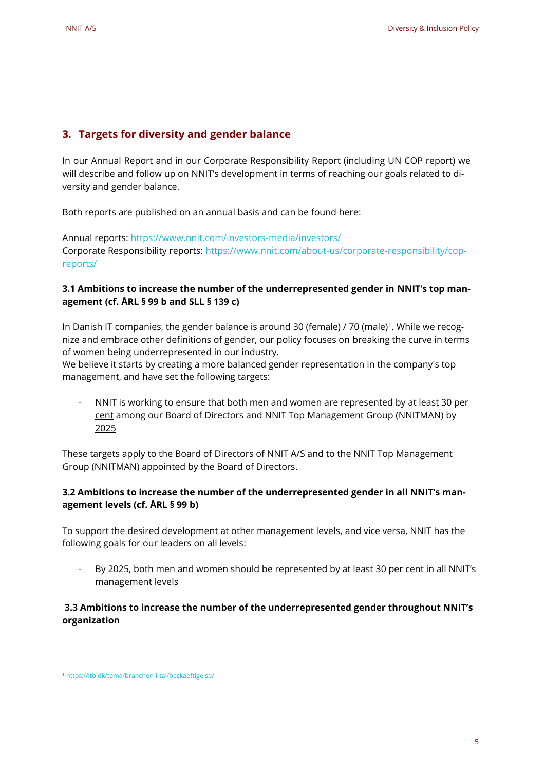## 3. Targets for diversity and gender balance

In our Annual Report and in our Corporate Responsibility Report (including UN COP report) we will describe and follow up on NNIT's development in terms of reaching our goals related to diversity and gender balance.

Both reports are published on an annual basis and can be found here:

Annual reports: https://www.nnit.com/investors-media/investors/
Corporate Responsibility reports: https://www.nnit.com/about-us/corporate-responsibility/cop-reports/

### 3.1 Ambitions to increase the number of the underrepresented gender in NNIT's top management (cf. ÅRL § 99 b and SLL § 139 c)

In Danish IT companies, the gender balance is around 30 (female) / 70 (male)[1]. While we recognize and embrace other definitions of gender, our policy focuses on breaking the curve in terms of women being underrepresented in our industry.
We believe it starts by creating a more balanced gender representation in the company's top management, and have set the following targets:

- NNIT is working to ensure that both men and women are represented by <u>at least 30 per cent</u> among our Board of Directors and NNIT Top Management Group (NNITMAN) by <u>2025</u>

These targets apply to the Board of Directors of NNIT A/S and to the NNIT Top Management Group (NNITMAN) appointed by the Board of Directors.

### 3.2 Ambitions to increase the number of the underrepresented gender in all NNIT's management levels (cf. ÅRL § 99 b)

To support the desired development at other management levels, and vice versa, NNIT has the following goals for our leaders on all levels:

- By 2025, both men and women should be represented by at least 30 per cent in all NNIT's management levels

### 3.3 Ambitions to increase the number of the underrepresented gender throughout NNIT's organization

[1] https://itb.dk/tema/branchen-i-tal/beskaeftigelse/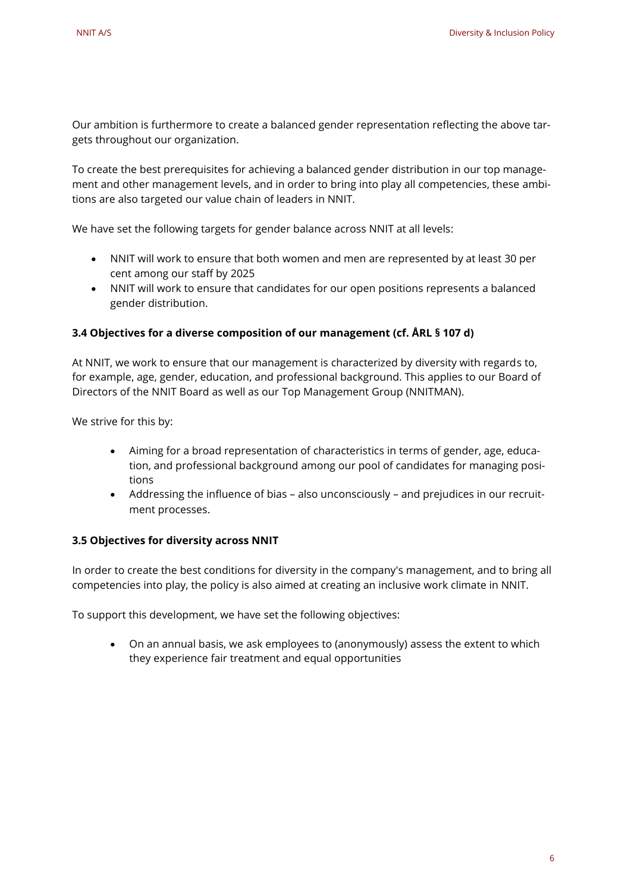Our ambition is furthermore to create a balanced gender representation reflecting the above targets throughout our organization.

To create the best prerequisites for achieving a balanced gender distribution in our top management and other management levels, and in order to bring into play all competencies, these ambitions are also targeted our value chain of leaders in NNIT.

We have set the following targets for gender balance across NNIT at all levels:

- NNIT will work to ensure that both women and men are represented by at least 30 per cent among our staff by 2025
- NNIT will work to ensure that candidates for our open positions represents a balanced gender distribution.

### 3.4 Objectives for a diverse composition of our management (cf. ÅRL § 107 d)

At NNIT, we work to ensure that our management is characterized by diversity with regards to, for example, age, gender, education, and professional background. This applies to our Board of Directors of the NNIT Board as well as our Top Management Group (NNITMAN).

We strive for this by:

- Aiming for a broad representation of characteristics in terms of gender, age, education, and professional background among our pool of candidates for managing positions
- Addressing the influence of bias – also unconsciously – and prejudices in our recruitment processes.

### 3.5 Objectives for diversity across NNIT

In order to create the best conditions for diversity in the company's management, and to bring all competencies into play, the policy is also aimed at creating an inclusive work climate in NNIT.

To support this development, we have set the following objectives:

- On an annual basis, we ask employees to (anonymously) assess the extent to which they experience fair treatment and equal opportunities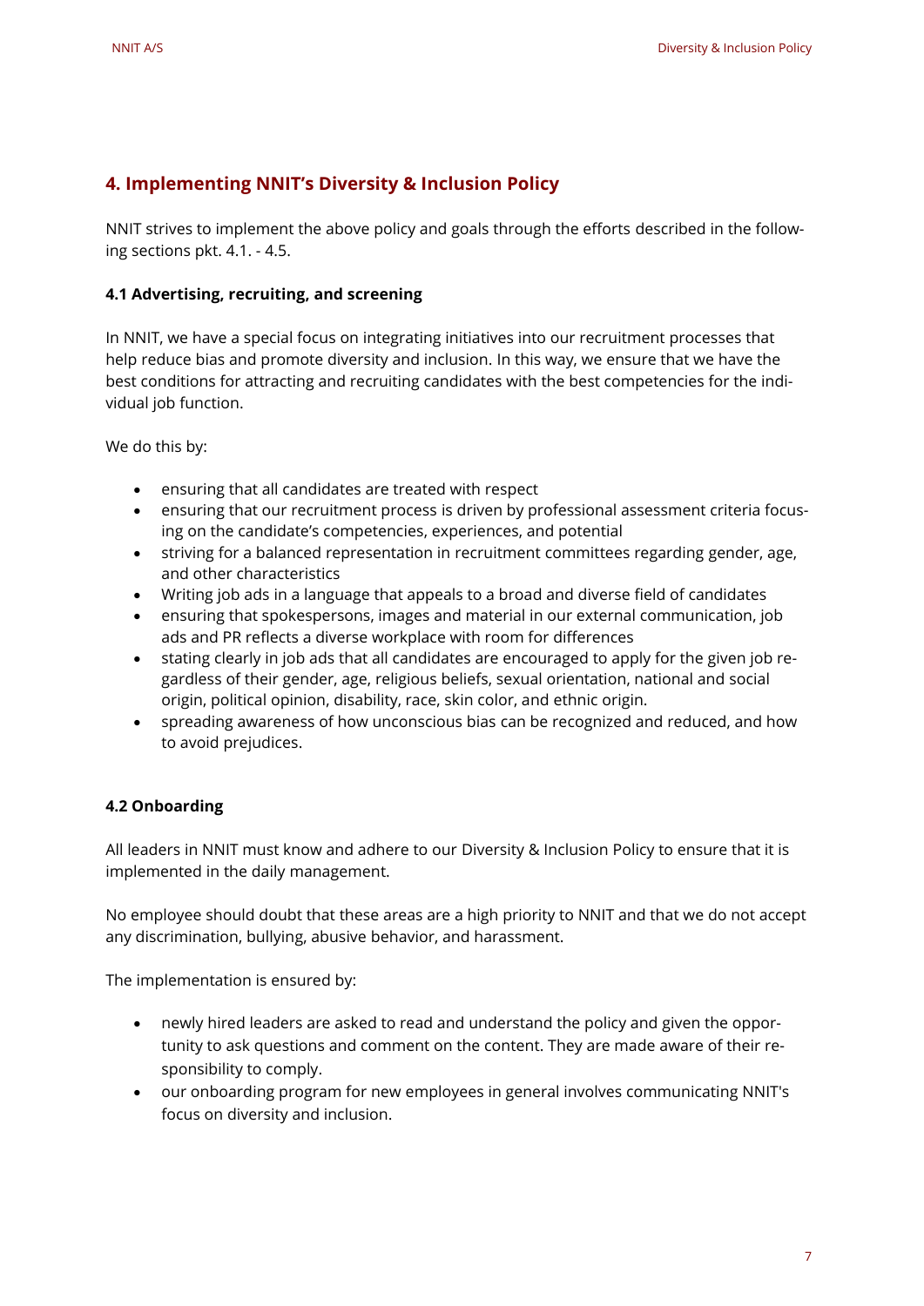## 4. Implementing NNIT's Diversity & Inclusion Policy

NNIT strives to implement the above policy and goals through the efforts described in the following sections pkt. 4.1. - 4.5.

### 4.1 Advertising, recruiting, and screening

In NNIT, we have a special focus on integrating initiatives into our recruitment processes that help reduce bias and promote diversity and inclusion. In this way, we ensure that we have the best conditions for attracting and recruiting candidates with the best competencies for the individual job function.

We do this by:

- ensuring that all candidates are treated with respect
- ensuring that our recruitment process is driven by professional assessment criteria focusing on the candidate's competencies, experiences, and potential
- striving for a balanced representation in recruitment committees regarding gender, age, and other characteristics
- Writing job ads in a language that appeals to a broad and diverse field of candidates
- ensuring that spokespersons, images and material in our external communication, job ads and PR reflects a diverse workplace with room for differences
- stating clearly in job ads that all candidates are encouraged to apply for the given job regardless of their gender, age, religious beliefs, sexual orientation, national and social origin, political opinion, disability, race, skin color, and ethnic origin.
- spreading awareness of how unconscious bias can be recognized and reduced, and how to avoid prejudices.

### 4.2 Onboarding

All leaders in NNIT must know and adhere to our Diversity & Inclusion Policy to ensure that it is implemented in the daily management.

No employee should doubt that these areas are a high priority to NNIT and that we do not accept any discrimination, bullying, abusive behavior, and harassment.

The implementation is ensured by:

- newly hired leaders are asked to read and understand the policy and given the opportunity to ask questions and comment on the content. They are made aware of their responsibility to comply.
- our onboarding program for new employees in general involves communicating NNIT's focus on diversity and inclusion.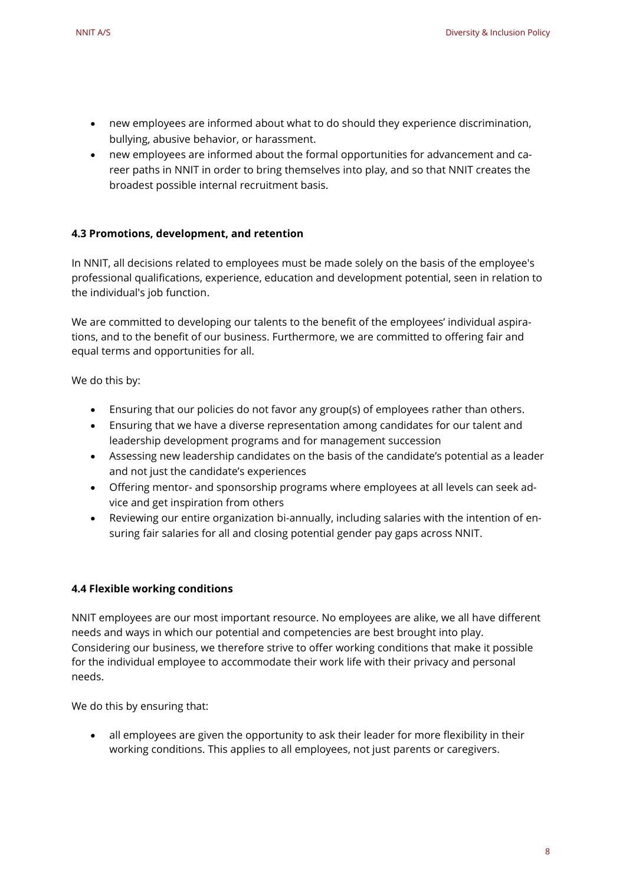- new employees are informed about what to do should they experience discrimination, bullying, abusive behavior, or harassment.
- new employees are informed about the formal opportunities for advancement and career paths in NNIT in order to bring themselves into play, and so that NNIT creates the broadest possible internal recruitment basis.

### 4.3 Promotions, development, and retention

In NNIT, all decisions related to employees must be made solely on the basis of the employee's professional qualifications, experience, education and development potential, seen in relation to the individual's job function.

We are committed to developing our talents to the benefit of the employees' individual aspirations, and to the benefit of our business. Furthermore, we are committed to offering fair and equal terms and opportunities for all.

We do this by:

- Ensuring that our policies do not favor any group(s) of employees rather than others.
- Ensuring that we have a diverse representation among candidates for our talent and leadership development programs and for management succession
- Assessing new leadership candidates on the basis of the candidate's potential as a leader and not just the candidate's experiences
- Offering mentor- and sponsorship programs where employees at all levels can seek advice and get inspiration from others
- Reviewing our entire organization bi-annually, including salaries with the intention of ensuring fair salaries for all and closing potential gender pay gaps across NNIT.

### 4.4 Flexible working conditions

NNIT employees are our most important resource. No employees are alike, we all have different needs and ways in which our potential and competencies are best brought into play. Considering our business, we therefore strive to offer working conditions that make it possible for the individual employee to accommodate their work life with their privacy and personal needs.

We do this by ensuring that:

- all employees are given the opportunity to ask their leader for more flexibility in their working conditions. This applies to all employees, not just parents or caregivers.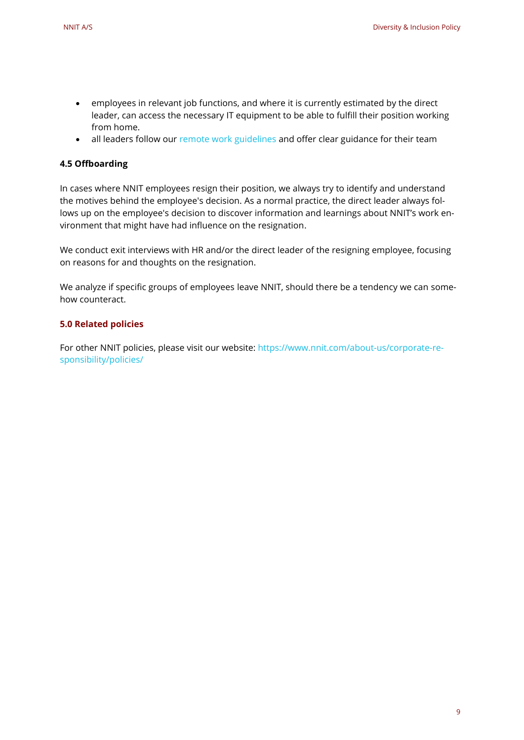- employees in relevant job functions, and where it is currently estimated by the direct leader, can access the necessary IT equipment to be able to fulfill their position working from home.
- all leaders follow our remote work guidelines and offer clear guidance for their team

### 4.5 Offboarding

In cases where NNIT employees resign their position, we always try to identify and understand the motives behind the employee's decision. As a normal practice, the direct leader always follows up on the employee's decision to discover information and learnings about NNIT's work environment that might have had influence on the resignation.

We conduct exit interviews with HR and/or the direct leader of the resigning employee, focusing on reasons for and thoughts on the resignation.

We analyze if specific groups of employees leave NNIT, should there be a tendency we can somehow counteract.

## 5.0 Related policies

For other NNIT policies, please visit our website: https://www.nnit.com/about-us/corporate-responsibility/policies/